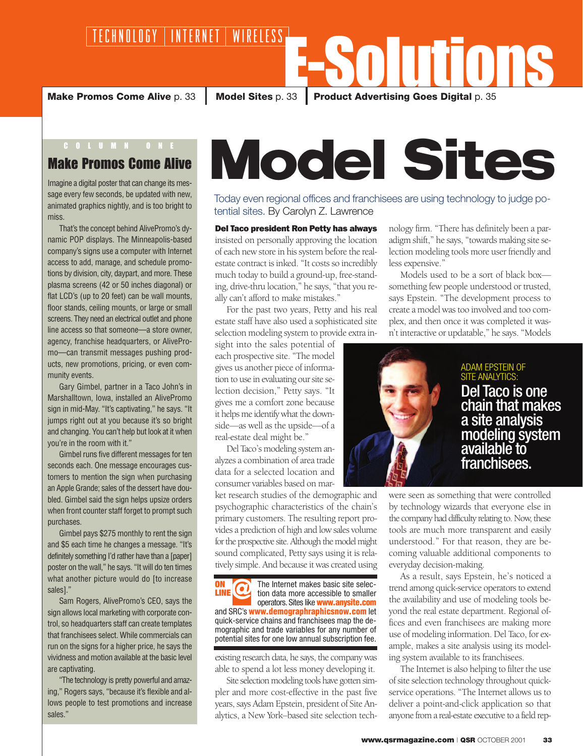TECHNOLOGY | INTERNET | WIRELESS

# E-Solutions

**Make Promos Come Alive** p. 33 | **Model Sites** p. 33 | **Product Advertising Goes Digital** p. 35

COLUMN ONE

## Make Promos Come Alive

Imagine a digital poster that can change its message every few seconds, be updated with new, animated graphics nightly, and is too bright to miss.

That's the concept behind AlivePromo's dynamic POP displays. The Minneapolis-based company's signs use a computer with Internet access to add, manage, and schedule promotions by division, city, daypart, and more. These plasma screens (42 or 50 inches diagonal) or flat LCD's (up to 20 feet) can be wall mounts, floor stands, ceiling mounts, or large or small screens. They need an electrical outlet and phone line access so that someone—a store owner, agency, franchise headquarters, or AlivePromo—can transmit messages pushing products, new promotions, pricing, or even community events.

Gary Gimbel, partner in a Taco John's in Marshalltown, Iowa, installed an AlivePromo sign in mid-May. "It's captivating," he says. "It jumps right out at you because it's so bright and changing. You can't help but look at it when you're in the room with it."

Gimbel runs five different messages for ten seconds each. One message encourages customers to mention the sign when purchasing an Apple Grande; sales of the dessert have doubled. Gimbel said the sign helps upsize orders when front counter staff forget to prompt such purchases.

Gimbel pays $275 monthly to rent the sign and $5 each time he changes a message. "It's definitely something I'd rather have than a [paper] poster on the wall," he says. "It will do ten times what another picture would do [to increase sales]."

Sam Rogers, AlivePromo's CEO, says the sign allows local marketing with corporate control, so headquarters staff can create templates that franchisees select. While commercials can run on the signs for a higher price, he says the vividness and motion available at the basic level are captivating.

"The technology is pretty powerful and amazing," Rogers says, "because it's flexible and allows people to test promotions and increase sales."

# Model Sites

Today even regional offices and franchisees are using technology to judge potential sites. By Carolyn Z. Lawrence

**Del Taco president Ron Petty has always** insisted on personally approving the location of each new store in his system before the real-estate contract is inked. "It costs so incredibly much today to build a ground-up, free-standing, drive-thru location," he says, "that you really can't afford to make mistakes."

For the past two years, Petty and his real estate staff have also used a sophisticated site selection modeling system to provide extra insight into the sales potential of each prospective site. "The model gives us another piece of information to use in evaluating our site selection decision," Petty says. "It gives me a comfort zone because it helps me identify what the downside—as well as the upside—of a real-estate deal might be."

Del Taco's modeling system analyzes a combination of area trade data for a selected location and consumer variables based on market research studies of the demographic and psychographic characteristics of the chain's primary customers. The resulting report provides a prediction of high and low sales volume for the prospective site. Although the model might sound complicated, Petty says using it is relatively simple. And because it was created using existing research data, he says, the company was able to spend a lot less money developing it.

> **ON LINE @** The Internet makes basic site selection data more accessible to smaller operators. Sites like **www.anysite.com** and SRC's **www.demographicsnow.com** let quick-service chains and franchisees map the demographic and trade variables for any number of potential sites for one low annual subscription fee.

Site selection modeling tools have gotten simpler and more cost-effective in the past five years, says Adam Epstein, president of Site Analytics, a New York–based site selection technology firm. "There has definitely been a paradigm shift," he says, "towards making site selection modeling tools more user friendly and less expensive."

Models used to be a sort of black box—something few people understood or trusted, says Epstein. "The development process to create a model was too involved and too complex, and then once it was completed it wasn't interactive or updatable," he says. "Models were seen as something that were controlled by technology wizards that everyone else in the company had difficulty relating to. Now, these tools are much more transparent and easily understood." For that reason, they are becoming valuable additional components to everyday decision-making.

> ADAM EPSTEIN OF SITE ANALYTICS: **Del Taco is one chain that makes a site analysis modeling system available to franchisees.**

As a result, says Epstein, he's noticed a trend among quick-service operators to extend the availability and use of modeling tools beyond the real estate department. Regional offices and even franchisees are making more use of modeling information. Del Taco, for example, makes a site analysis using its modeling system available to its franchisees.

The Internet is also helping to filter the use of site selection technology throughout quick-service operations. "The Internet allows us to deliver a point-and-click application so that anyone from a real-estate executive to a field rep-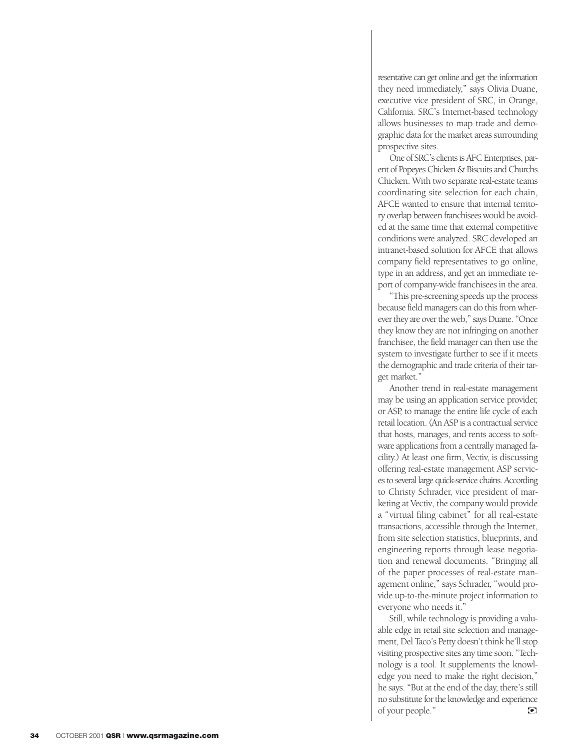resentative can get online and get the information they need immediately," says Olivia Duane, executive vice president of SRC, in Orange, California. SRC's Internet-based technology allows businesses to map trade and demographic data for the market areas surrounding prospective sites.

One of SRC's clients is AFC Enterprises, parent of Popeyes Chicken & Biscuits and Churchs Chicken. With two separate real-estate teams coordinating site selection for each chain, AFCE wanted to ensure that internal territory overlap between franchisees would be avoided at the same time that external competitive conditions were analyzed. SRC developed an intranet-based solution for AFCE that allows company field representatives to go online, type in an address, and get an immediate report of company-wide franchisees in the area.

"This pre-screening speeds up the process because field managers can do this from wherever they are over the web," says Duane. "Once they know they are not infringing on another franchisee, the field manager can then use the system to investigate further to see if it meets the demographic and trade criteria of their target market."

Another trend in real-estate management may be using an application service provider, or ASP, to manage the entire life cycle of each retail location. (An ASP is a contractual service that hosts, manages, and rents access to software applications from a centrally managed facility.) At least one firm, Vectiv, is discussing offering real-estate management ASP services to several large quick-service chains. According to Christy Schrader, vice president of marketing at Vectiv, the company would provide a "virtual filing cabinet" for all real-estate transactions, accessible through the Internet, from site selection statistics, blueprints, and engineering reports through lease negotiation and renewal documents. "Bringing all of the paper processes of real-estate management online," says Schrader, "would provide up-to-the-minute project information to everyone who needs it."

Still, while technology is providing a valuable edge in retail site selection and management, Del Taco's Petty doesn't think he'll stop visiting prospective sites any time soon. "Technology is a tool. It supplements the knowledge you need to make the right decision," he says. "But at the end of the day, there's still no substitute for the knowledge and experience of your people."